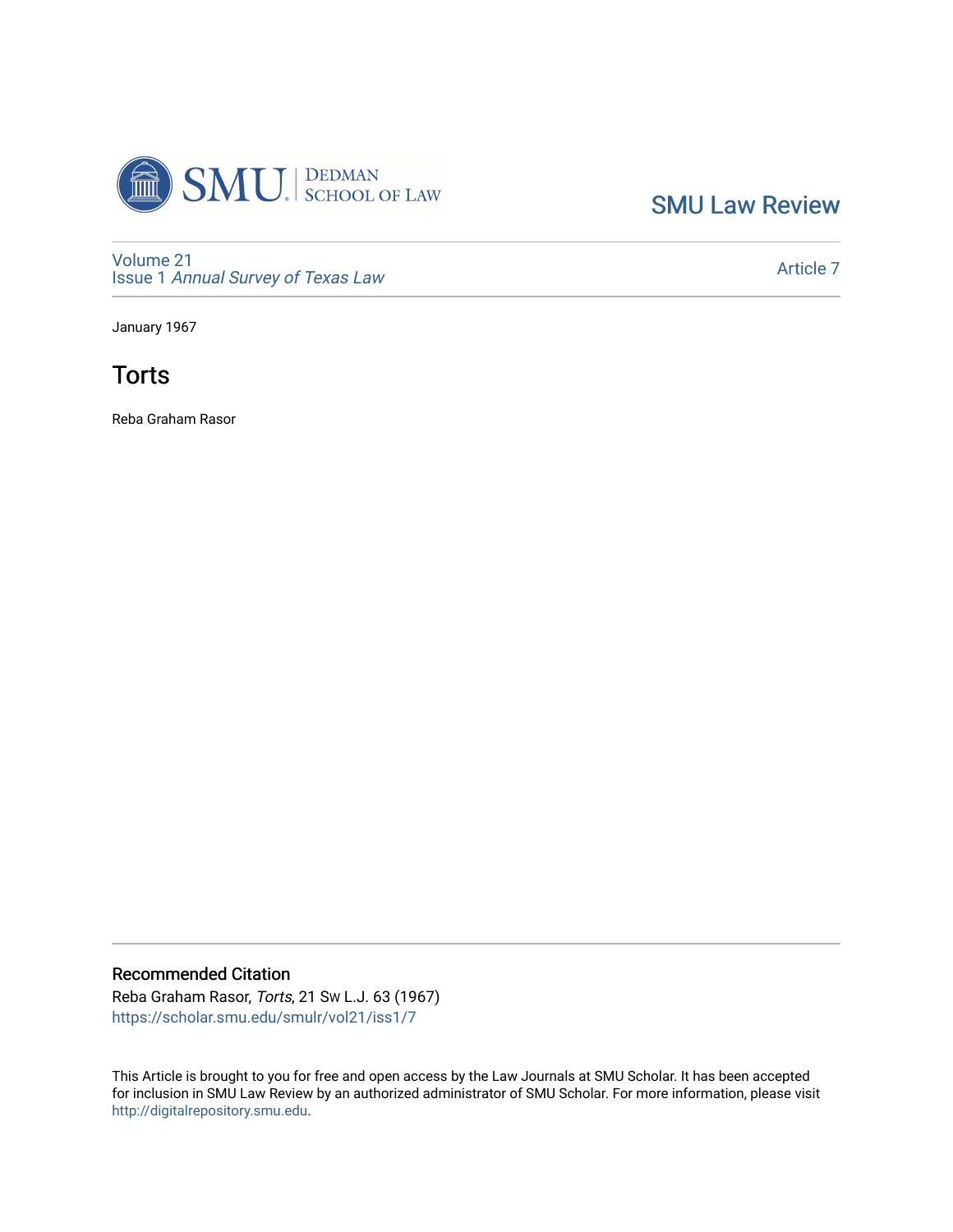SMU Law Review

Volume 21
Issue 1 *Annual Survey of Texas Law*

Article 7

January 1967

# Torts

Reba Graham Rasor

## Recommended Citation

Reba Graham Rasor, *Torts*, 21 Sw L.J. 63 (1967)
https://scholar.smu.edu/smulr/vol21/iss1/7

This Article is brought to you for free and open access by the Law Journals at SMU Scholar. It has been accepted for inclusion in SMU Law Review by an authorized administrator of SMU Scholar. For more information, please visit http://digitalrepository.smu.edu.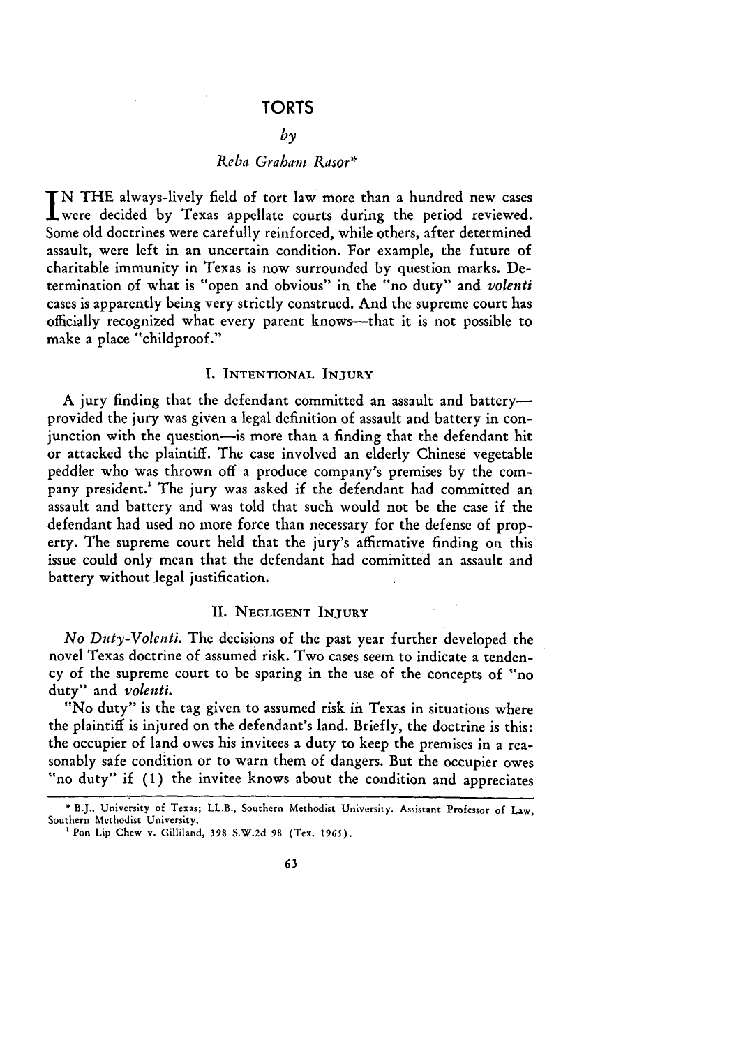# TORTS

*by*

*Reba Graham Rasor**

IN THE always-lively field of tort law more than a hundred new cases were decided by Texas appellate courts during the period reviewed. Some old doctrines were carefully reinforced, while others, after determined assault, were left in an uncertain condition. For example, the future of charitable immunity in Texas is now surrounded by question marks. Determination of what is "open and obvious" in the "no duty" and *volenti* cases is apparently being very strictly construed. And the supreme court has officially recognized what every parent knows—that it is not possible to make a place "childproof."

## I. INTENTIONAL INJURY

A jury finding that the defendant committed an assault and battery—provided the jury was given a legal definition of assault and battery in conjunction with the question—is more than a finding that the defendant hit or attacked the plaintiff. The case involved an elderly Chinese vegetable peddler who was thrown off a produce company's premises by the company president.[1] The jury was asked if the defendant had committed an assault and battery and was told that such would not be the case if the defendant had used no more force than necessary for the defense of property. The supreme court held that the jury's affirmative finding on this issue could only mean that the defendant had committed an assault and battery without legal justification.

## II. NEGLIGENT INJURY

*No Duty-Volenti.* The decisions of the past year further developed the novel Texas doctrine of assumed risk. Two cases seem to indicate a tendency of the supreme court to be sparing in the use of the concepts of "no duty" and *volenti.*

"No duty" is the tag given to assumed risk in Texas in situations where the plaintiff is injured on the defendant's land. Briefly, the doctrine is this: the occupier of land owes his invitees a duty to keep the premises in a reasonably safe condition or to warn them of dangers. But the occupier owes "no duty" if (1) the invitee knows about the condition and appreciates

---

\* B.J., University of Texas; LL.B., Southern Methodist University. Assistant Professor of Law, Southern Methodist University.

[1] Pon Lip Chew v. Gilliland, 398 S.W.2d 98 (Tex. 1965).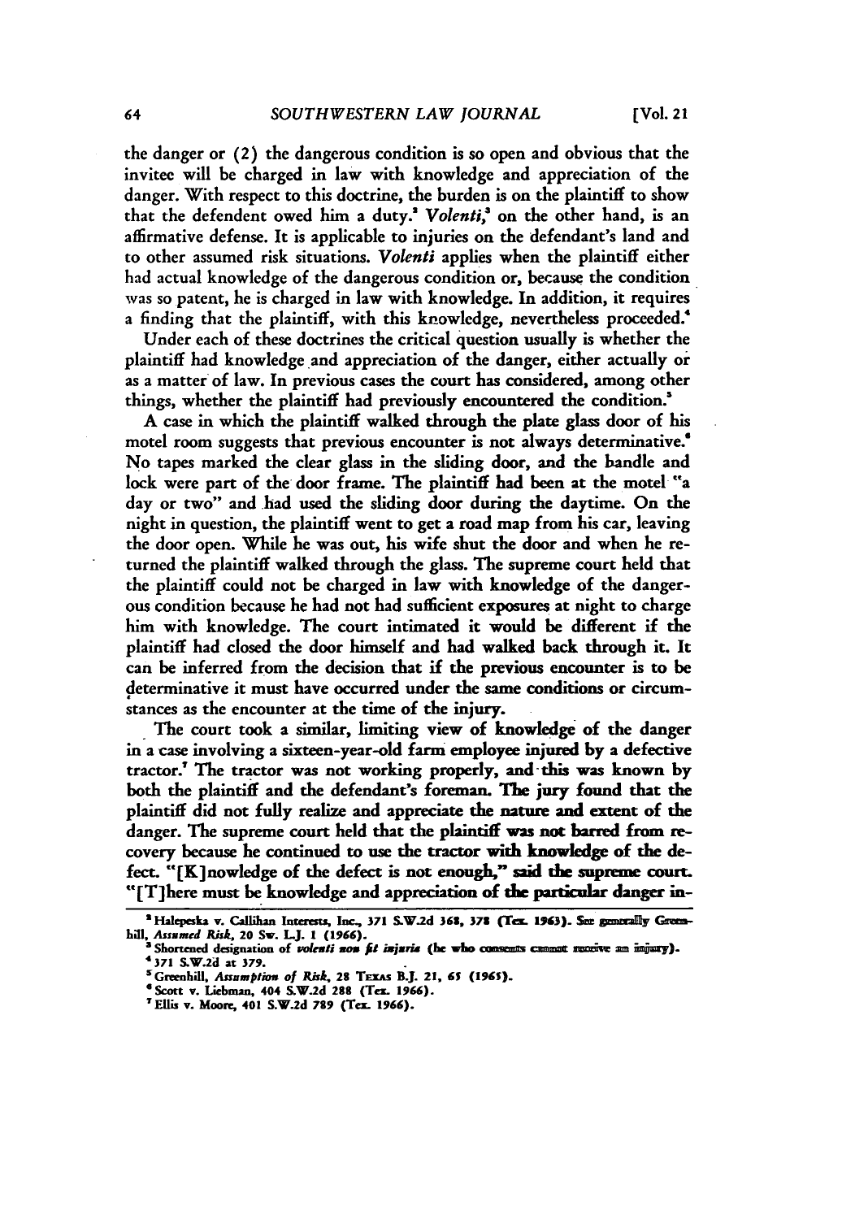the danger or (2) the dangerous condition is so open and obvious that the invitee will be charged in law with knowledge and appreciation of the danger. With respect to this doctrine, the burden is on the plaintiff to show that the defendent owed him a duty.[2] *Volenti*,[3] on the other hand, is an affirmative defense. It is applicable to injuries on the defendant's land and to other assumed risk situations. *Volenti* applies when the plaintiff either had actual knowledge of the dangerous condition or, because the condition was so patent, he is charged in law with knowledge. In addition, it requires a finding that the plaintiff, with this knowledge, nevertheless proceeded.[4]

Under each of these doctrines the critical question usually is whether the plaintiff had knowledge and appreciation of the danger, either actually or as a matter of law. In previous cases the court has considered, among other things, whether the plaintiff had previously encountered the condition.[5]

A case in which the plaintiff walked through the plate glass door of his motel room suggests that previous encounter is not always determinative.[6] No tapes marked the clear glass in the sliding door, and the handle and lock were part of the door frame. The plaintiff had been at the motel "a day or two" and had used the sliding door during the daytime. On the night in question, the plaintiff went to get a road map from his car, leaving the door open. While he was out, his wife shut the door and when he returned the plaintiff walked through the glass. The supreme court held that the plaintiff could not be charged in law with knowledge of the dangerous condition because he had not had sufficient exposures at night to charge him with knowledge. The court intimated it would be different if the plaintiff had closed the door himself and had walked back through it. It can be inferred from the decision that if the previous encounter is to be determinative it must have occurred under the same conditions or circumstances as the encounter at the time of the injury.

The court took a similar, limiting view of knowledge of the danger in a case involving a sixteen-year-old farm employee injured by a defective tractor.[7] The tractor was not working properly, and this was known by both the plaintiff and the defendant's foreman. The jury found that the plaintiff did not fully realize and appreciate the nature and extent of the danger. The supreme court held that the plaintiff was not barred from recovery because he continued to use the tractor with knowledge of the defect. "[K]nowledge of the defect is not enough," said the supreme court. "[T]here must be knowledge and appreciation of the particular danger in-

---

[2] Halepeska v. Callihan Interests, Inc., 371 S.W.2d 368, 378 (Tex. 1963). See generally Greenhill, *Assumed Risk*, 20 Sw. L.J. 1 (1966).

[3] Shortened designation of *volenti non fit injuria* (he who consents cannot receive an injury).

[4] 371 S.W.2d at 379.

[5] Greenhill, *Assumption of Risk*, 28 Texas B.J. 21, 65 (1965).

[6] Scott v. Liebman, 404 S.W.2d 288 (Tex. 1966).

[7] Ellis v. Moore, 401 S.W.2d 789 (Tex. 1966).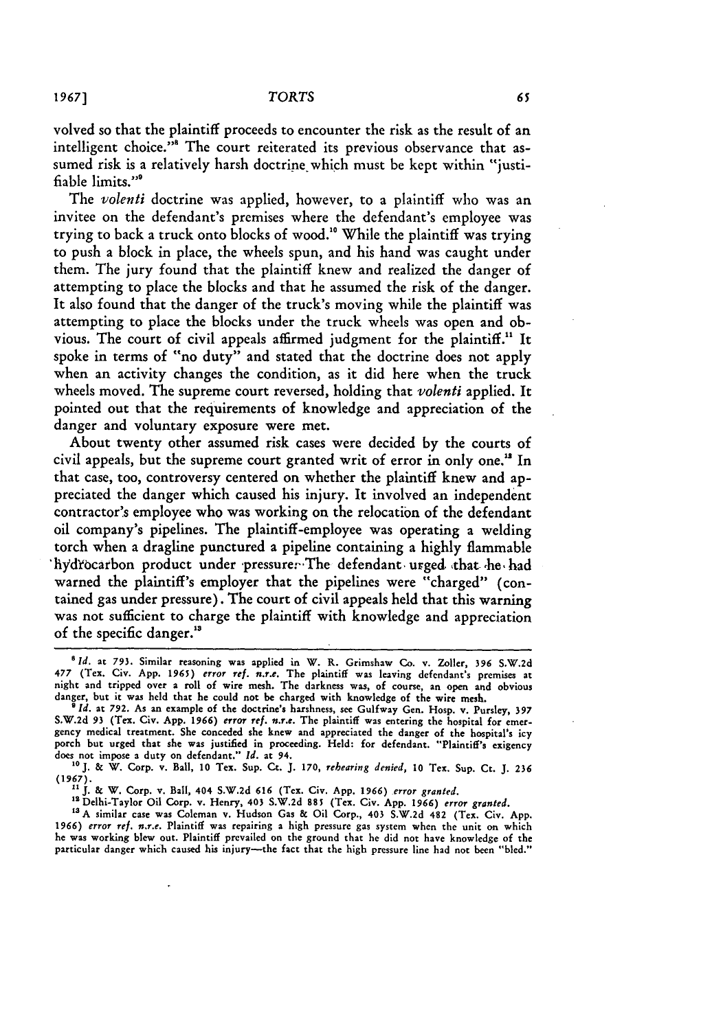volved so that the plaintiff proceeds to encounter the risk as the result of an intelligent choice."[8] The court reiterated its previous observance that assumed risk is a relatively harsh doctrine which must be kept within "justifiable limits."[9]

The *volenti* doctrine was applied, however, to a plaintiff who was an invitee on the defendant's premises where the defendant's employee was trying to back a truck onto blocks of wood.[10] While the plaintiff was trying to push a block in place, the wheels spun, and his hand was caught under them. The jury found that the plaintiff knew and realized the danger of attempting to place the blocks and that he assumed the risk of the danger. It also found that the danger of the truck's moving while the plaintiff was attempting to place the blocks under the truck wheels was open and obvious. The court of civil appeals affirmed judgment for the plaintiff.[11] It spoke in terms of "no duty" and stated that the doctrine does not apply when an activity changes the condition, as it did here when the truck wheels moved. The supreme court reversed, holding that *volenti* applied. It pointed out that the requirements of knowledge and appreciation of the danger and voluntary exposure were met.

About twenty other assumed risk cases were decided by the courts of civil appeals, but the supreme court granted writ of error in only one.[12] In that case, too, controversy centered on whether the plaintiff knew and appreciated the danger which caused his injury. It involved an independent contractor's employee who was working on the relocation of the defendant oil company's pipelines. The plaintiff-employee was operating a welding torch when a dragline punctured a pipeline containing a highly flammable hydrocarbon product under pressure. The defendant urged that he had warned the plaintiff's employer that the pipelines were "charged" (contained gas under pressure). The court of civil appeals held that this warning was not sufficient to charge the plaintiff with knowledge and appreciation of the specific danger.[13]

---

[8] *Id.* at 793. Similar reasoning was applied in W. R. Grimshaw Co. v. Zoller, 396 S.W.2d 477 (Tex. Civ. App. 1965) *error ref. n.r.e.* The plaintiff was leaving defendant's premises at night and tripped over a roll of wire mesh. The darkness was, of course, an open and obvious danger, but it was held that he could not be charged with knowledge of the wire mesh.

[9] *Id.* at 792. As an example of the doctrine's harshness, see Gulfway Gen. Hosp. v. Pursley, 397 S.W.2d 93 (Tex. Civ. App. 1966) *error ref. n.r.e.* The plaintiff was entering the hospital for emergency medical treatment. She conceded she knew and appreciated the danger of the hospital's icy porch but urged that she was justified in proceeding. Held: for defendant. "Plaintiff's exigency does not impose a duty on defendant." *Id.* at 94.

[10] J. & W. Corp. v. Ball, 10 Tex. Sup. Ct. J. 170, *rehearing denied*, 10 Tex. Sup. Ct. J. 236 (1967).

[11] J. & W. Corp. v. Ball, 404 S.W.2d 616 (Tex. Civ. App. 1966) *error granted.*

[12] Delhi-Taylor Oil Corp. v. Henry, 403 S.W.2d 885 (Tex. Civ. App. 1966) *error granted.*

[13] A similar case was Coleman v. Hudson Gas & Oil Corp., 403 S.W.2d 482 (Tex. Civ. App. 1966) *error ref. n.r.e.* Plaintiff was repairing a high pressure gas system when the unit on which he was working blew out. Plaintiff prevailed on the ground that he did not have knowledge of the particular danger which caused his injury—the fact that the high pressure line had not been "bled."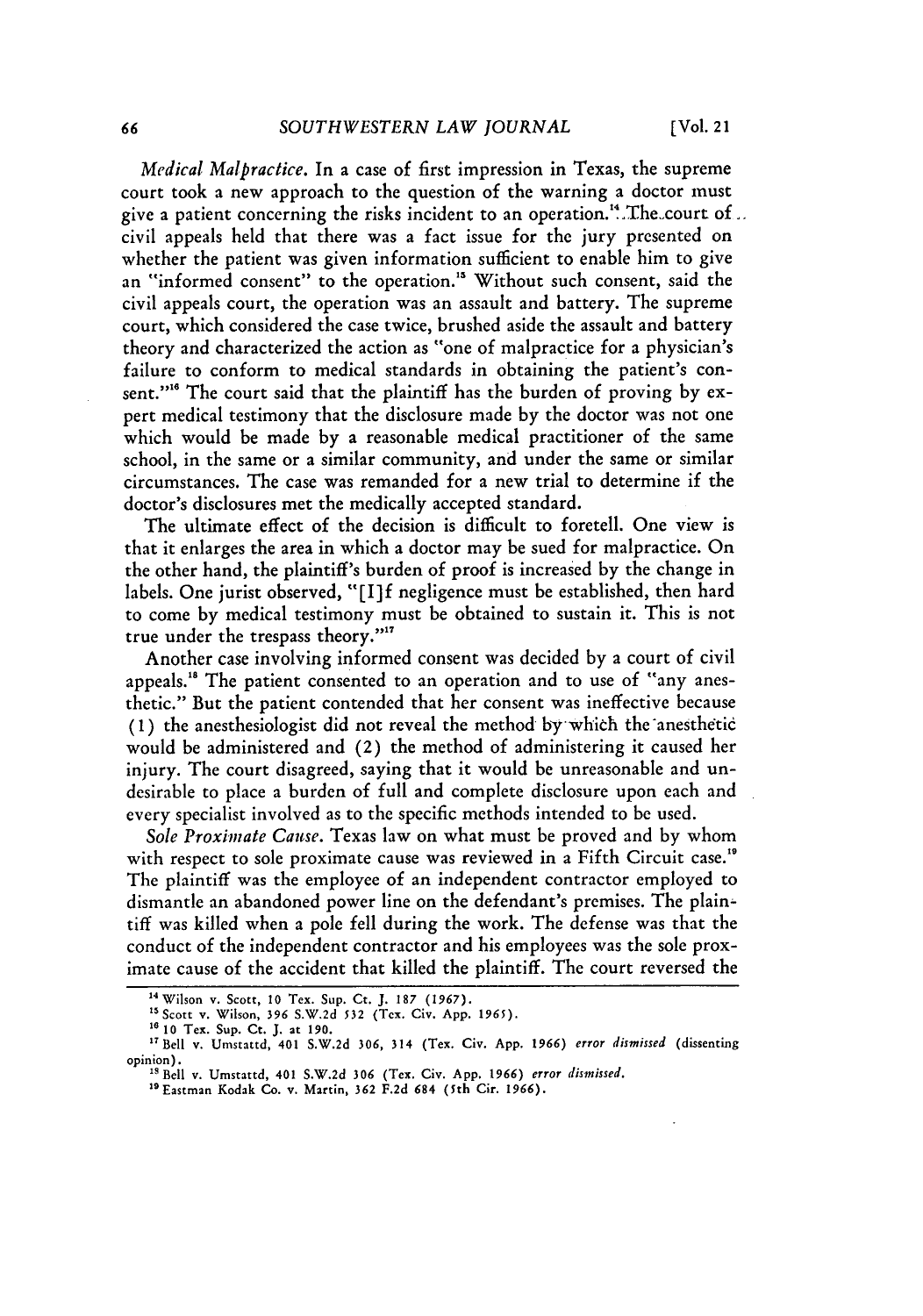*Medical Malpractice.* In a case of first impression in Texas, the supreme court took a new approach to the question of the warning a doctor must give a patient concerning the risks incident to an operation.[14] The court of civil appeals held that there was a fact issue for the jury presented on whether the patient was given information sufficient to enable him to give an "informed consent" to the operation.[15] Without such consent, said the civil appeals court, the operation was an assault and battery. The supreme court, which considered the case twice, brushed aside the assault and battery theory and characterized the action as "one of malpractice for a physician's failure to conform to medical standards in obtaining the patient's consent."[16] The court said that the plaintiff has the burden of proving by expert medical testimony that the disclosure made by the doctor was not one which would be made by a reasonable medical practitioner of the same school, in the same or a similar community, and under the same or similar circumstances. The case was remanded for a new trial to determine if the doctor's disclosures met the medically accepted standard.

The ultimate effect of the decision is difficult to foretell. One view is that it enlarges the area in which a doctor may be sued for malpractice. On the other hand, the plaintiff's burden of proof is increased by the change in labels. One jurist observed, "[I]f negligence must be established, then hard to come by medical testimony must be obtained to sustain it. This is not true under the trespass theory."[17]

Another case involving informed consent was decided by a court of civil appeals.[18] The patient consented to an operation and to use of "any anesthetic." But the patient contended that her consent was ineffective because (1) the anesthesiologist did not reveal the method by which the anesthetic would be administered and (2) the method of administering it caused her injury. The court disagreed, saying that it would be unreasonable and undesirable to place a burden of full and complete disclosure upon each and every specialist involved as to the specific methods intended to be used.

*Sole Proximate Cause.* Texas law on what must be proved and by whom with respect to sole proximate cause was reviewed in a Fifth Circuit case.[19] The plaintiff was the employee of an independent contractor employed to dismantle an abandoned power line on the defendant's premises. The plaintiff was killed when a pole fell during the work. The defense was that the conduct of the independent contractor and his employees was the sole proximate cause of the accident that killed the plaintiff. The court reversed the

---

[14] Wilson v. Scott, 10 Tex. Sup. Ct. J. 187 (1967).

[15] Scott v. Wilson, 396 S.W.2d 532 (Tex. Civ. App. 1965).

[16] 10 Tex. Sup. Ct. J. at 190.

[17] Bell v. Umstattd, 401 S.W.2d 306, 314 (Tex. Civ. App. 1966) *error dismissed* (dissenting opinion).

[18] Bell v. Umstattd, 401 S.W.2d 306 (Tex. Civ. App. 1966) *error dismissed*.

[19] Eastman Kodak Co. v. Martin, 362 F.2d 684 (5th Cir. 1966).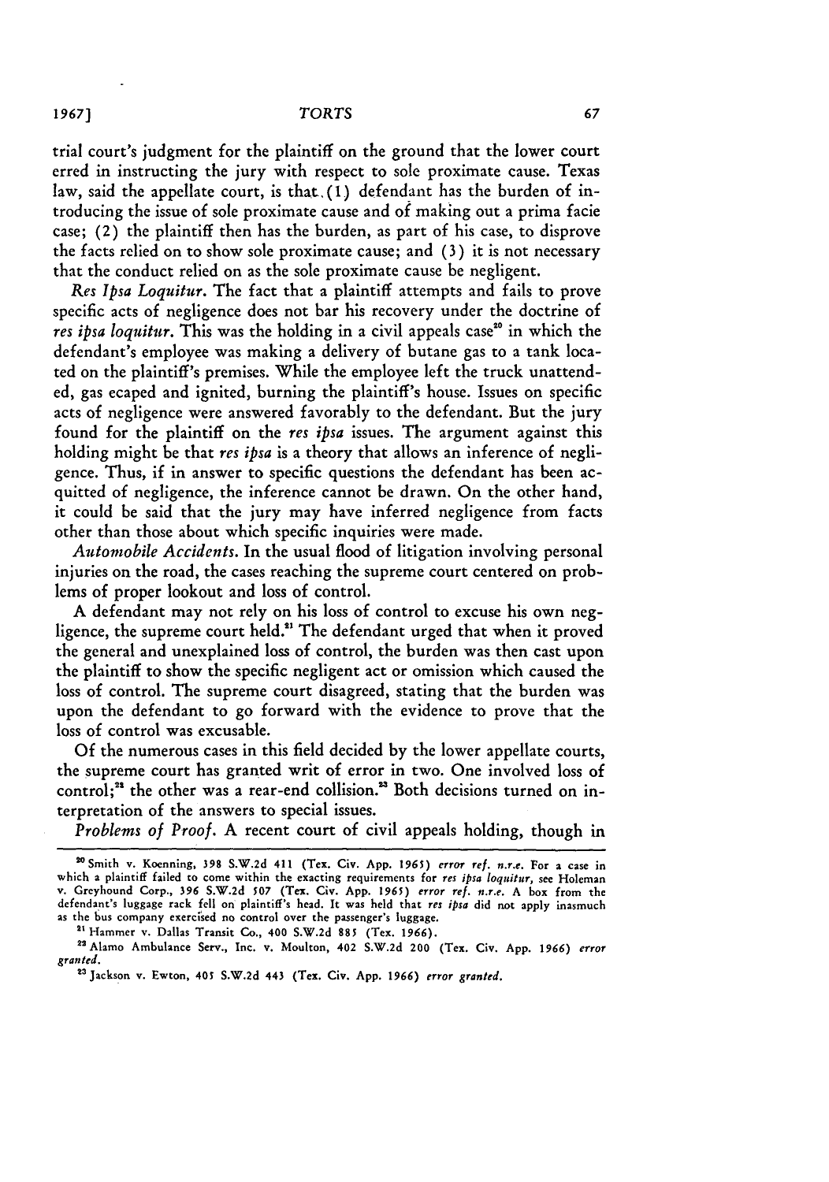trial court's judgment for the plaintiff on the ground that the lower court erred in instructing the jury with respect to sole proximate cause. Texas law, said the appellate court, is that (1) defendant has the burden of introducing the issue of sole proximate cause and of making out a prima facie case; (2) the plaintiff then has the burden, as part of his case, to disprove the facts relied on to show sole proximate cause; and (3) it is not necessary that the conduct relied on as the sole proximate cause be negligent.

*Res Ipsa Loquitur.* The fact that a plaintiff attempts and fails to prove specific acts of negligence does not bar his recovery under the doctrine of *res ipsa loquitur.* This was the holding in a civil appeals case[20] in which the defendant's employee was making a delivery of butane gas to a tank located on the plaintiff's premises. While the employee left the truck unattended, gas ecaped and ignited, burning the plaintiff's house. Issues on specific acts of negligence were answered favorably to the defendant. But the jury found for the plaintiff on the *res ipsa* issues. The argument against this holding might be that *res ipsa* is a theory that allows an inference of negligence. Thus, if in answer to specific questions the defendant has been acquitted of negligence, the inference cannot be drawn. On the other hand, it could be said that the jury may have inferred negligence from facts other than those about which specific inquiries were made.

*Automobile Accidents.* In the usual flood of litigation involving personal injuries on the road, the cases reaching the supreme court centered on problems of proper lookout and loss of control.

A defendant may not rely on his loss of control to excuse his own negligence, the supreme court held.[21] The defendant urged that when it proved the general and unexplained loss of control, the burden was then cast upon the plaintiff to show the specific negligent act or omission which caused the loss of control. The supreme court disagreed, stating that the burden was upon the defendant to go forward with the evidence to prove that the loss of control was excusable.

Of the numerous cases in this field decided by the lower appellate courts, the supreme court has granted writ of error in two. One involved loss of control;[22] the other was a rear-end collision.[23] Both decisions turned on interpretation of the answers to special issues.

*Problems of Proof.* A recent court of civil appeals holding, though in

---

[20] Smith v. Koenning, 398 S.W.2d 411 (Tex. Civ. App. 1965) *error ref. n.r.e.* For a case in which a plaintiff failed to come within the exacting requirements for *res ipsa loquitur,* see Holeman v. Greyhound Corp., 396 S.W.2d 507 (Tex. Civ. App. 1965) *error ref. n.r.e.* A box from the defendant's luggage rack fell on plaintiff's head. It was held that *res ipsa* did not apply inasmuch as the bus company exercised no control over the passenger's luggage.

[21] Hammer v. Dallas Transit Co., 400 S.W.2d 885 (Tex. 1966).

[22] Alamo Ambulance Serv., Inc. v. Moulton, 402 S.W.2d 200 (Tex. Civ. App. 1966) *error granted.*

[23] Jackson v. Ewton, 405 S.W.2d 443 (Tex. Civ. App. 1966) *error granted.*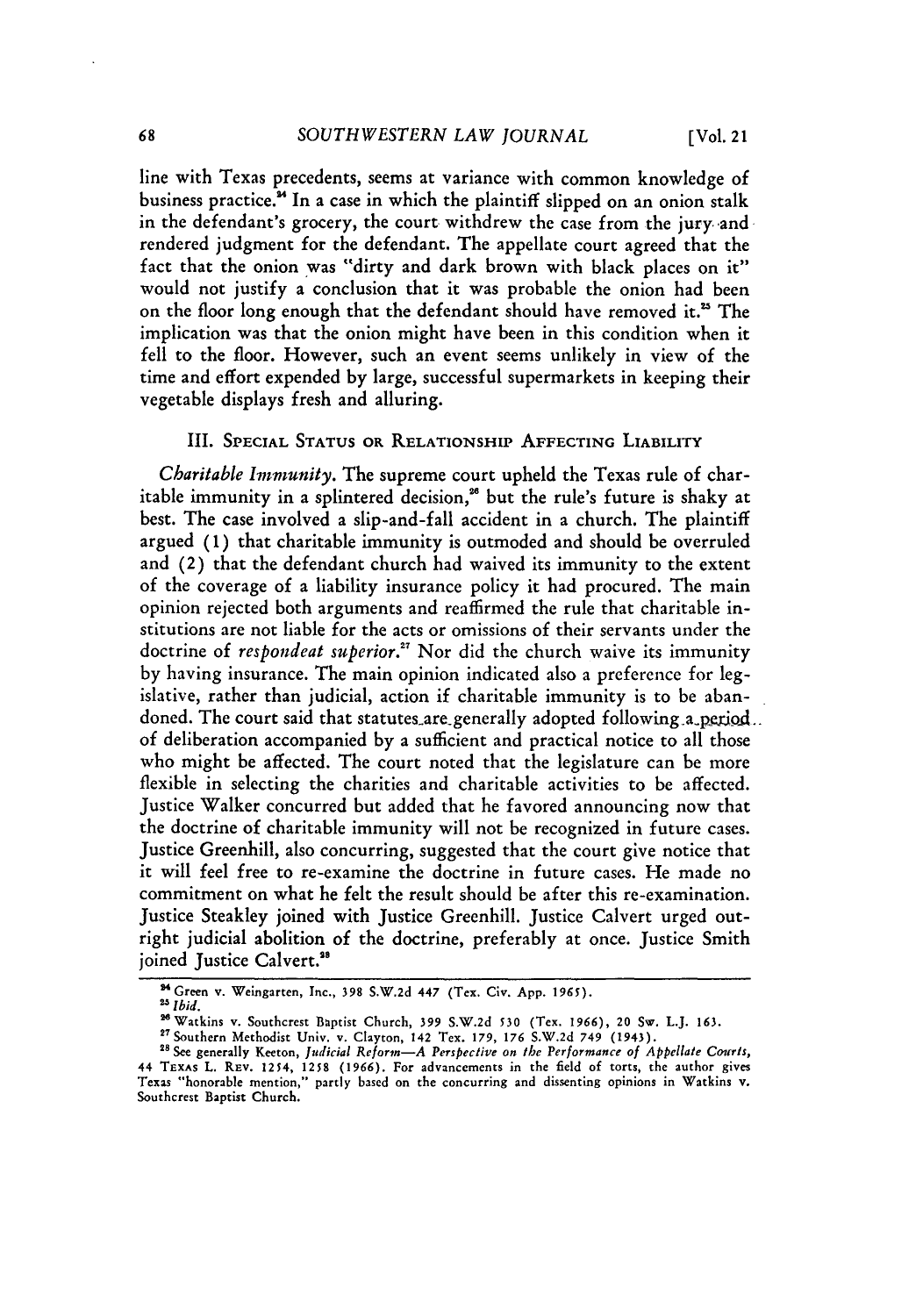line with Texas precedents, seems at variance with common knowledge of business practice.[24] In a case in which the plaintiff slipped on an onion stalk in the defendant's grocery, the court withdrew the case from the jury and rendered judgment for the defendant. The appellate court agreed that the fact that the onion was "dirty and dark brown with black places on it" would not justify a conclusion that it was probable the onion had been on the floor long enough that the defendant should have removed it.[25] The implication was that the onion might have been in this condition when it fell to the floor. However, such an event seems unlikely in view of the time and effort expended by large, successful supermarkets in keeping their vegetable displays fresh and alluring.

## III. Special Status or Relationship Affecting Liability

*Charitable Immunity.* The supreme court upheld the Texas rule of charitable immunity in a splintered decision,[26] but the rule's future is shaky at best. The case involved a slip-and-fall accident in a church. The plaintiff argued (1) that charitable immunity is outmoded and should be overruled and (2) that the defendant church had waived its immunity to the extent of the coverage of a liability insurance policy it had procured. The main opinion rejected both arguments and reaffirmed the rule that charitable institutions are not liable for the acts or omissions of their servants under the doctrine of *respondeat superior.*[27] Nor did the church waive its immunity by having insurance. The main opinion indicated also a preference for legislative, rather than judicial, action if charitable immunity is to be abandoned. The court said that statutes are generally adopted following a period of deliberation accompanied by a sufficient and practical notice to all those who might be affected. The court noted that the legislature can be more flexible in selecting the charities and charitable activities to be affected. Justice Walker concurred but added that he favored announcing now that the doctrine of charitable immunity will not be recognized in future cases. Justice Greenhill, also concurring, suggested that the court give notice that it will feel free to re-examine the doctrine in future cases. He made no commitment on what he felt the result should be after this re-examination. Justice Steakley joined with Justice Greenhill. Justice Calvert urged outright judicial abolition of the doctrine, preferably at once. Justice Smith joined Justice Calvert.[28]

---

[24] Green v. Weingarten, Inc., 398 S.W.2d 447 (Tex. Civ. App. 1965).

[25] *Ibid.*

[26] Watkins v. Southcrest Baptist Church, 399 S.W.2d 530 (Tex. 1966), 20 Sw. L.J. 163.

[27] Southern Methodist Univ. v. Clayton, 142 Tex. 179, 176 S.W.2d 749 (1943).

[28] See generally Keeton, *Judicial Reform—A Perspective on the Performance of Appellate Courts,* 44 Texas L. Rev. 1254, 1258 (1966). For advancements in the field of torts, the author gives Texas "honorable mention," partly based on the concurring and dissenting opinions in Watkins v. Southcrest Baptist Church.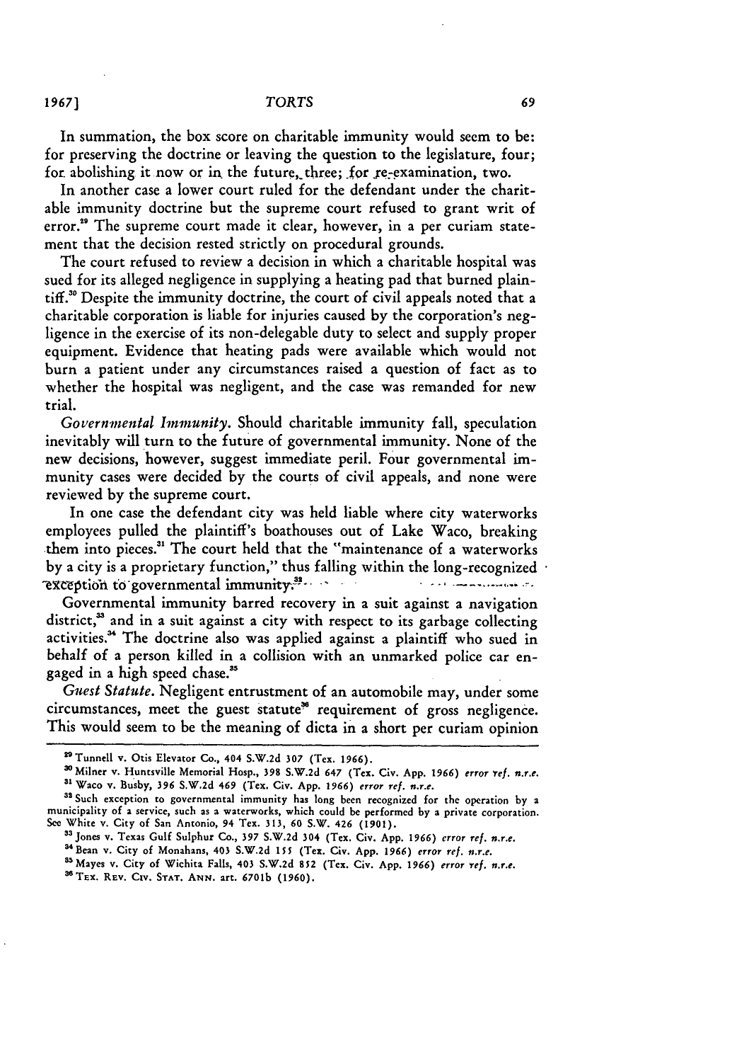In summation, the box score on charitable immunity would seem to be: for preserving the doctrine or leaving the question to the legislature, four; for abolishing it now or in the future, three; for re-examination, two.

In another case a lower court ruled for the defendant under the charitable immunity doctrine but the supreme court refused to grant writ of error.[29] The supreme court made it clear, however, in a per curiam statement that the decision rested strictly on procedural grounds.

The court refused to review a decision in which a charitable hospital was sued for its alleged negligence in supplying a heating pad that burned plaintiff.[30] Despite the immunity doctrine, the court of civil appeals noted that a charitable corporation is liable for injuries caused by the corporation's negligence in the exercise of its non-delegable duty to select and supply proper equipment. Evidence that heating pads were available which would not burn a patient under any circumstances raised a question of fact as to whether the hospital was negligent, and the case was remanded for new trial.

*Governmental Immunity.* Should charitable immunity fall, speculation inevitably will turn to the future of governmental immunity. None of the new decisions, however, suggest immediate peril. Four governmental immunity cases were decided by the courts of civil appeals, and none were reviewed by the supreme court.

In one case the defendant city was held liable where city waterworks employees pulled the plaintiff's boathouses out of Lake Waco, breaking them into pieces.[31] The court held that the "maintenance of a waterworks by a city is a proprietary function," thus falling within the long-recognized exception to governmental immunity.[32]

Governmental immunity barred recovery in a suit against a navigation district,[33] and in a suit against a city with respect to its garbage collecting activities.[34] The doctrine also was applied against a plaintiff who sued in behalf of a person killed in a collision with an unmarked police car engaged in a high speed chase.[35]

*Guest Statute.* Negligent entrustment of an automobile may, under some circumstances, meet the guest statute[36] requirement of gross negligence. This would seem to be the meaning of dicta in a short per curiam opinion

---

[29] Tunnell v. Otis Elevator Co., 404 S.W.2d 307 (Tex. 1966).

[30] Milner v. Huntsville Memorial Hosp., 398 S.W.2d 647 (Tex. Civ. App. 1966) *error ref. n.r.e.*

[31] Waco v. Busby, 396 S.W.2d 469 (Tex. Civ. App. 1966) *error ref. n.r.e.*

[32] Such exception to governmental immunity has long been recognized for the operation by a municipality of a service, such as a waterworks, which could be performed by a private corporation. See White v. City of San Antonio, 94 Tex. 313, 60 S.W. 426 (1901).

[33] Jones v. Texas Gulf Sulphur Co., 397 S.W.2d 304 (Tex. Civ. App. 1966) *error ref. n.r.e.*

[34] Bean v. City of Monahans, 403 S.W.2d 155 (Tex. Civ. App. 1966) *error ref. n.r.e.*

[35] Mayes v. City of Wichita Falls, 403 S.W.2d 852 (Tex. Civ. App. 1966) *error ref. n.r.e.*

[36] TEX. REV. CIV. STAT. ANN. art. 6701b (1960).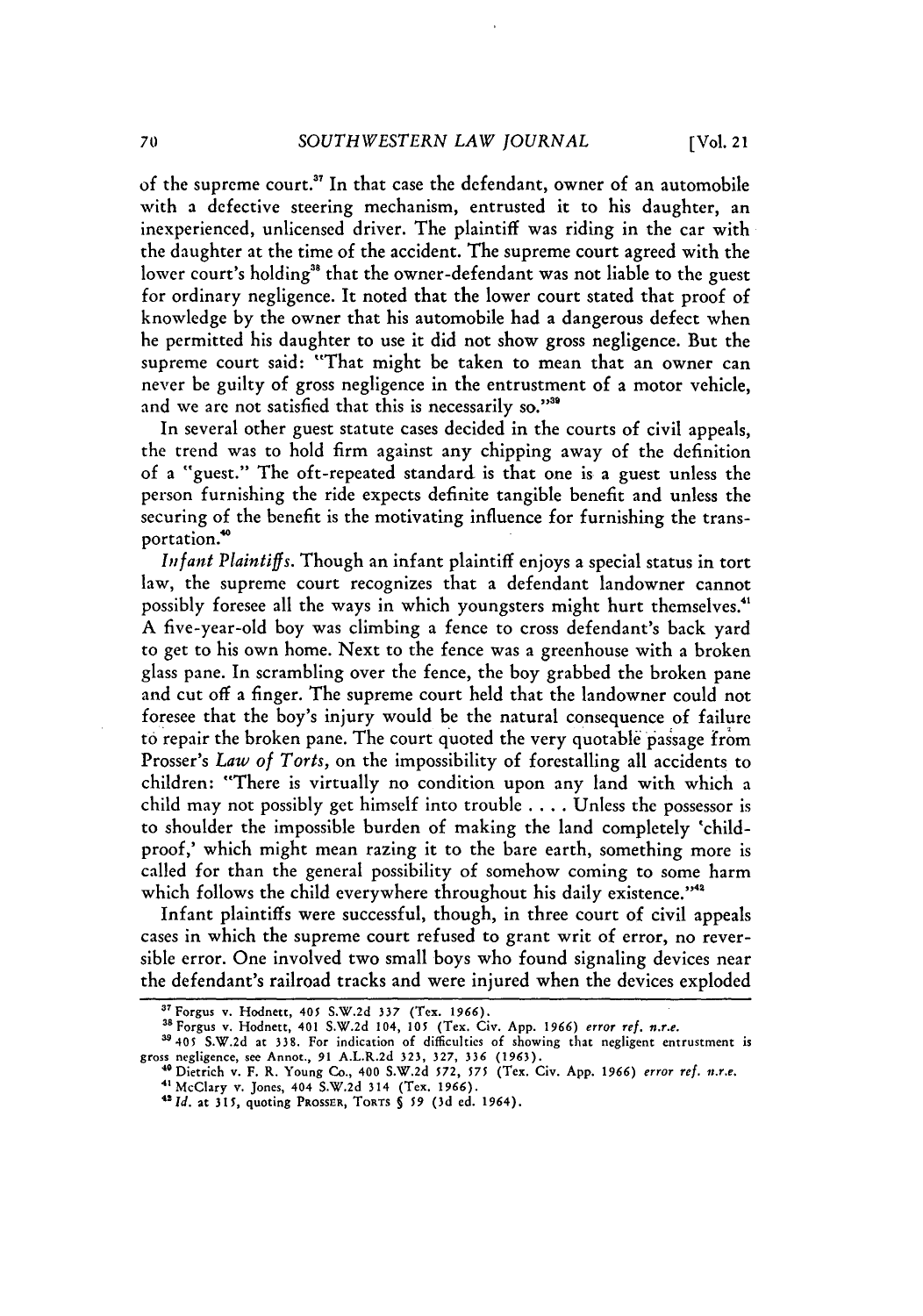of the supreme court.[37] In that case the defendant, owner of an automobile with a defective steering mechanism, entrusted it to his daughter, an inexperienced, unlicensed driver. The plaintiff was riding in the car with the daughter at the time of the accident. The supreme court agreed with the lower court's holding[38] that the owner-defendant was not liable to the guest for ordinary negligence. It noted that the lower court stated that proof of knowledge by the owner that his automobile had a dangerous defect when he permitted his daughter to use it did not show gross negligence. But the supreme court said: "That might be taken to mean that an owner can never be guilty of gross negligence in the entrustment of a motor vehicle, and we are not satisfied that this is necessarily so."[39]

In several other guest statute cases decided in the courts of civil appeals, the trend was to hold firm against any chipping away of the definition of a "guest." The oft-repeated standard is that one is a guest unless the person furnishing the ride expects definite tangible benefit and unless the securing of the benefit is the motivating influence for furnishing the transportation.[40]

*Infant Plaintiffs.* Though an infant plaintiff enjoys a special status in tort law, the supreme court recognizes that a defendant landowner cannot possibly foresee all the ways in which youngsters might hurt themselves.[41] A five-year-old boy was climbing a fence to cross defendant's back yard to get to his own home. Next to the fence was a greenhouse with a broken glass pane. In scrambling over the fence, the boy grabbed the broken pane and cut off a finger. The supreme court held that the landowner could not foresee that the boy's injury would be the natural consequence of failure to repair the broken pane. The court quoted the very quotable passage from Prosser's *Law of Torts*, on the impossibility of forestalling all accidents to children: "There is virtually no condition upon any land with which a child may not possibly get himself into trouble . . . . Unless the possessor is to shoulder the impossible burden of making the land completely 'child-proof,' which might mean razing it to the bare earth, something more is called for than the general possibility of somehow coming to some harm which follows the child everywhere throughout his daily existence."[42]

Infant plaintiffs were successful, though, in three court of civil appeals cases in which the supreme court refused to grant writ of error, no reversible error. One involved two small boys who found signaling devices near the defendant's railroad tracks and were injured when the devices exploded

---

[37] Forgus v. Hodnett, 405 S.W.2d 337 (Tex. 1966).

[38] Forgus v. Hodnett, 401 S.W.2d 104, 105 (Tex. Civ. App. 1966) *error ref. n.r.e.*

[39] 405 S.W.2d at 338. For indication of difficulties of showing that negligent entrustment is gross negligence, see Annot., 91 A.L.R.2d 323, 327, 336 (1963).

[40] Dietrich v. F. R. Young Co., 400 S.W.2d 572, 575 (Tex. Civ. App. 1966) *error ref. n.r.e.*

[41] McClary v. Jones, 404 S.W.2d 314 (Tex. 1966).

[42] *Id.* at 315, quoting PROSSER, TORTS § 59 (3d ed. 1964).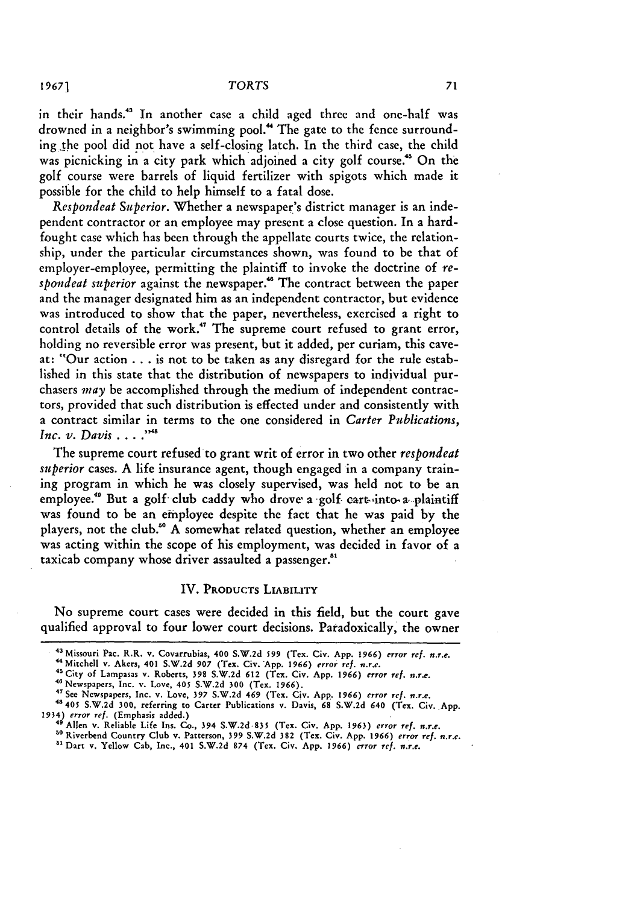in their hands.[43] In another case a child aged three and one-half was drowned in a neighbor's swimming pool.[44] The gate to the fence surrounding the pool did not have a self-closing latch. In the third case, the child was picnicking in a city park which adjoined a city golf course.[45] On the golf course were barrels of liquid fertilizer with spigots which made it possible for the child to help himself to a fatal dose.

*Respondeat Superior.* Whether a newspaper's district manager is an independent contractor or an employee may present a close question. In a hard-fought case which has been through the appellate courts twice, the relationship, under the particular circumstances shown, was found to be that of employer-employee, permitting the plaintiff to invoke the doctrine of *respondeat superior* against the newspaper.[46] The contract between the paper and the manager designated him as an independent contractor, but evidence was introduced to show that the paper, nevertheless, exercised a right to control details of the work.[47] The supreme court refused to grant error, holding no reversible error was present, but it added, per curiam, this caveat: "Our action . . . is not to be taken as any disregard for the rule established in this state that the distribution of newspapers to individual purchasers *may* be accomplished through the medium of independent contractors, provided that such distribution is effected under and consistently with a contract similar in terms to the one considered in *Carter Publications, Inc. v. Davis* . . . ."[48]

The supreme court refused to grant writ of error in two other *respondeat superior* cases. A life insurance agent, though engaged in a company training program in which he was closely supervised, was held not to be an employee.[49] But a golf club caddy who drove a golf cart into a plaintiff was found to be an employee despite the fact that he was paid by the players, not the club.[50] A somewhat related question, whether an employee was acting within the scope of his employment, was decided in favor of a taxicab company whose driver assaulted a passenger.[51]

## IV. Products Liability

No supreme court cases were decided in this field, but the court gave qualified approval to four lower court decisions. Paradoxically, the owner

---

[43] Missouri Pac. R.R. v. Covarrubias, 400 S.W.2d 599 (Tex. Civ. App. 1966) *error ref. n.r.e.*

[44] Mitchell v. Akers, 401 S.W.2d 907 (Tex. Civ. App. 1966) *error ref. n.r.e.*

[45] City of Lampasas v. Roberts, 398 S.W.2d 612 (Tex. Civ. App. 1966) *error ref. n.r.e.*

[46] Newspapers, Inc. v. Love, 405 S.W.2d 300 (Tex. 1966).

[47] See Newspapers, Inc. v. Love, 397 S.W.2d 469 (Tex. Civ. App. 1966) *error ref. n.r.e.*

[48] 405 S.W.2d 300, referring to Carter Publications v. Davis, 68 S.W.2d 640 (Tex. Civ. App. 1934) *error ref.* (Emphasis added.)

[49] Allen v. Reliable Life Ins. Co., 394 S.W.2d 835 (Tex. Civ. App. 1963) *error ref. n.r.e.*

[50] Riverbend Country Club v. Patterson, 399 S.W.2d 382 (Tex. Civ. App. 1966) *error ref. n.r.e.*

[51] Dart v. Yellow Cab, Inc., 401 S.W.2d 874 (Tex. Civ. App. 1966) *error ref. n.r.e.*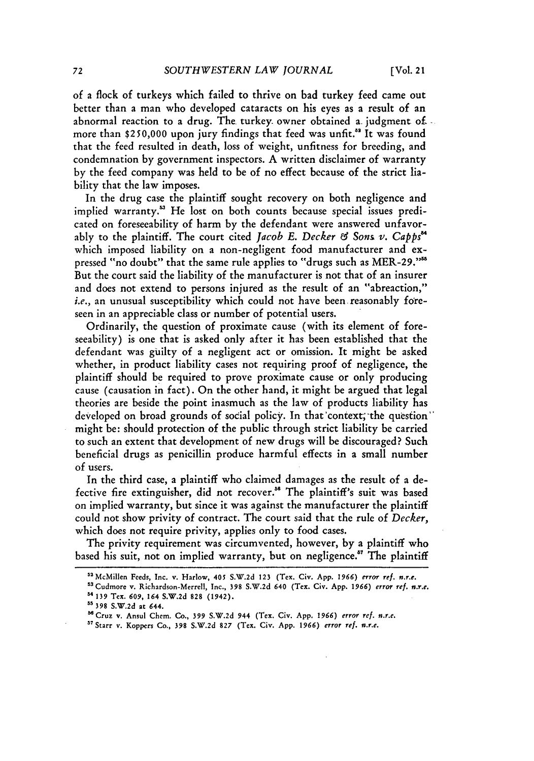of a flock of turkeys which failed to thrive on bad turkey feed came out better than a man who developed cataracts on his eyes as a result of an abnormal reaction to a drug. The turkey owner obtained a judgment of more than $250,000 upon jury findings that feed was unfit.[52] It was found that the feed resulted in death, loss of weight, unfitness for breeding, and condemnation by government inspectors. A written disclaimer of warranty by the feed company was held to be of no effect because of the strict liability that the law imposes.

In the drug case the plaintiff sought recovery on both negligence and implied warranty.[53] He lost on both counts because special issues predicated on foreseeability of harm by the defendant were answered unfavorably to the plaintiff. The court cited *Jacob E. Decker & Sons v. Capps*[54] which imposed liability on a non-negligent food manufacturer and expressed "no doubt" that the same rule applies to "drugs such as MER-29."[55] But the court said the liability of the manufacturer is not that of an insurer and does not extend to persons injured as the result of an "abreaction," *i.e.*, an unusual susceptibility which could not have been reasonably foreseen in an appreciable class or number of potential users.

Ordinarily, the question of proximate cause (with its element of foreseeability) is one that is asked only after it has been established that the defendant was guilty of a negligent act or omission. It might be asked whether, in product liability cases not requiring proof of negligence, the plaintiff should be required to prove proximate cause or only producing cause (causation in fact). On the other hand, it might be argued that legal theories are beside the point inasmuch as the law of products liability has developed on broad grounds of social policy. In that context, the question might be: should protection of the public through strict liability be carried to such an extent that development of new drugs will be discouraged? Such beneficial drugs as penicillin produce harmful effects in a small number of users.

In the third case, a plaintiff who claimed damages as the result of a defective fire extinguisher, did not recover.[56] The plaintiff's suit was based on implied warranty, but since it was against the manufacturer the plaintiff could not show privity of contract. The court said that the rule of *Decker*, which does not require privity, applies only to food cases.

The privity requirement was circumvented, however, by a plaintiff who based his suit, not on implied warranty, but on negligence.[57] The plaintiff

---

[52] McMillen Feeds, Inc. v. Harlow, 405 S.W.2d 123 (Tex. Civ. App. 1966) *error ref. n.r.e.*

[53] Cudmore v. Richardson-Merrell, Inc., 398 S.W.2d 640 (Tex. Civ. App. 1966) *error ref. n.r.e.*

[54] 139 Tex. 609, 164 S.W.2d 828 (1942).

[55] 398 S.W.2d at 644.

[56] Cruz v. Ansul Chem. Co., 399 S.W.2d 944 (Tex. Civ. App. 1966) *error ref. n.r.e.*

[57] Starr v. Koppers Co., 398 S.W.2d 827 (Tex. Civ. App. 1966) *error ref. n.r.e.*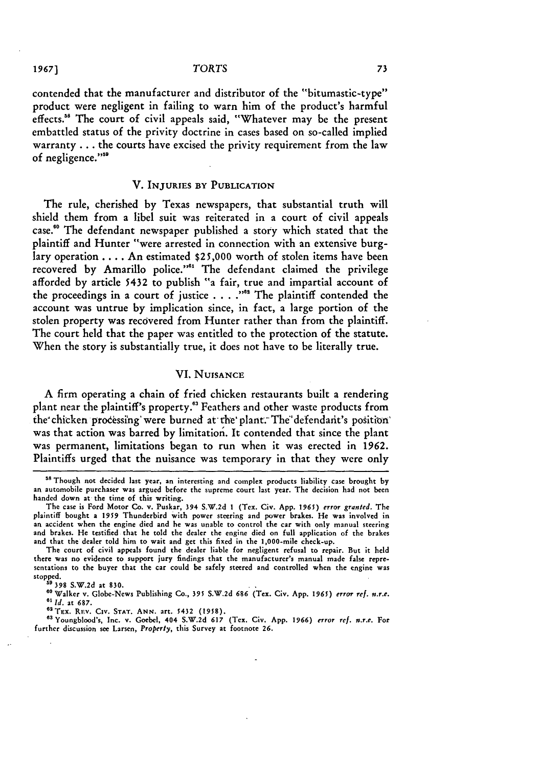contended that the manufacturer and distributor of the "bitumastic-type" product were negligent in failing to warn him of the product's harmful effects.[58] The court of civil appeals said, "Whatever may be the present embattled status of the privity doctrine in cases based on so-called implied warranty . . . the courts have excised the privity requirement from the law of negligence."[59]

## V. INJURIES BY PUBLICATION

The rule, cherished by Texas newspapers, that substantial truth will shield them from a libel suit was reiterated in a court of civil appeals case.[60] The defendant newspaper published a story which stated that the plaintiff and Hunter "were arrested in connection with an extensive burglary operation . . . . An estimated $25,000 worth of stolen items have been recovered by Amarillo police."[61] The defendant claimed the privilege afforded by article 5432 to publish "a fair, true and impartial account of the proceedings in a court of justice . . . ."[62] The plaintiff contended the account was untrue by implication since, in fact, a large portion of the stolen property was recovered from Hunter rather than from the plaintiff. The court held that the paper was entitled to the protection of the statute. When the story is substantially true, it does not have to be literally true.

## VI. NUISANCE

A firm operating a chain of fried chicken restaurants built a rendering plant near the plaintiff's property.[63] Feathers and other waste products from the chicken processing were burned at the plant. The defendant's position was that action was barred by limitation. It contended that since the plant was permanent, limitations began to run when it was erected in 1962. Plaintiffs urged that the nuisance was temporary in that they were only

---

[58] Though not decided last year, an interesting and complex products liability case brought by an automobile purchaser was argued before the supreme court last year. The decision had not been handed down at the time of this writing.

The case is Ford Motor Co. v. Puskar, 394 S.W.2d 1 (Tex. Civ. App. 1965) *error granted*. The plaintiff bought a 1959 Thunderbird with power steering and power brakes. He was involved in an accident when the engine died and he was unable to control the car with only manual steering and brakes. He testified that he told the dealer the engine died on full application of the brakes and that the dealer told him to wait and get this fixed in the 1,000-mile check-up.

The court of civil appeals found the dealer liable for negligent refusal to repair. But it held there was no evidence to support jury findings that the manufacturer's manual made false representations to the buyer that the car could be safely steered and controlled when the engine was stopped.

[59] 398 S.W.2d at 830.

[60] Walker v. Globe-News Publishing Co., 395 S.W.2d 686 (Tex. Civ. App. 1965) *error ref. n.r.e.*

[61] *Id.* at 687.

[62] TEX. REV. CIV. STAT. ANN. art. 5432 (1958).

[63] Youngblood's, Inc. v. Goebel, 404 S.W.2d 617 (Tex. Civ. App. 1966) *error ref. n.r.e.* For further discussion see Larsen, *Property*, this Survey at footnote 26.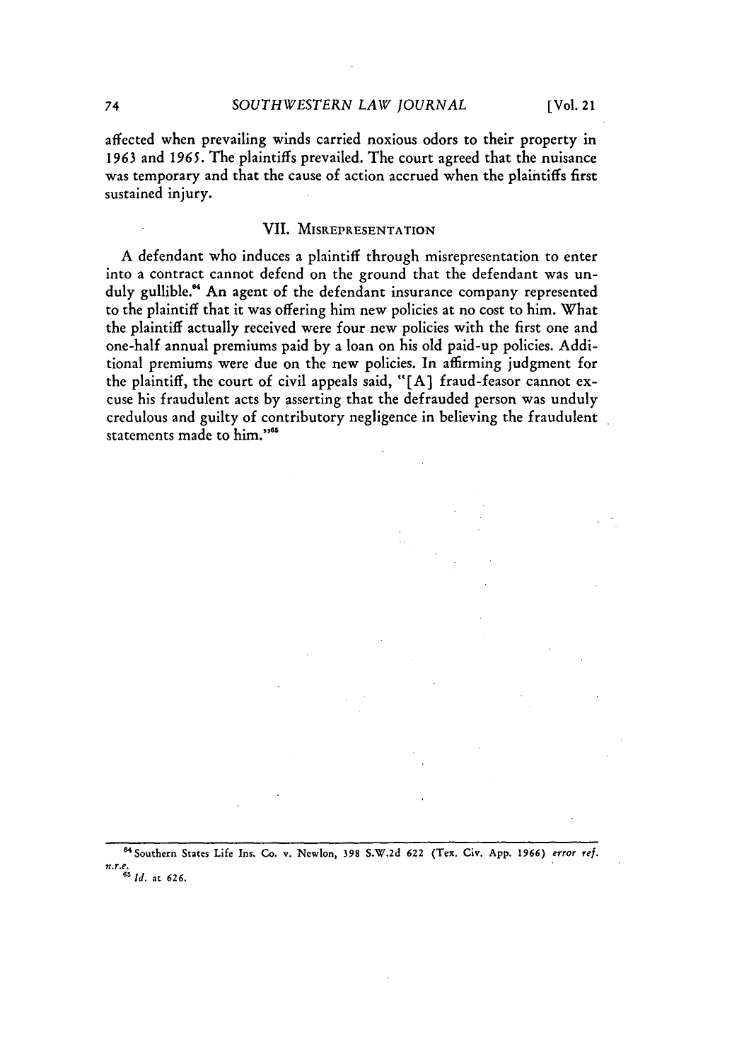affected when prevailing winds carried noxious odors to their property in 1963 and 1965. The plaintiffs prevailed. The court agreed that the nuisance was temporary and that the cause of action accrued when the plaintiffs first sustained injury.

## VII. MISREPRESENTATION

A defendant who induces a plaintiff through misrepresentation to enter into a contract cannot defend on the ground that the defendant was unduly gullible.[64] An agent of the defendant insurance company represented to the plaintiff that it was offering him new policies at no cost to him. What the plaintiff actually received were four new policies with the first one and one-half annual premiums paid by a loan on his old paid-up policies. Additional premiums were due on the new policies. In affirming judgment for the plaintiff, the court of civil appeals said, "[A] fraud-feasor cannot excuse his fraudulent acts by asserting that the defrauded person was unduly credulous and guilty of contributory negligence in believing the fraudulent statements made to him."[65]

---

[64] Southern States Life Ins. Co. v. Newlon, 398 S.W.2d 622 (Tex. Civ. App. 1966) *error ref. n.r.e.*

[65] *Id.* at 626.